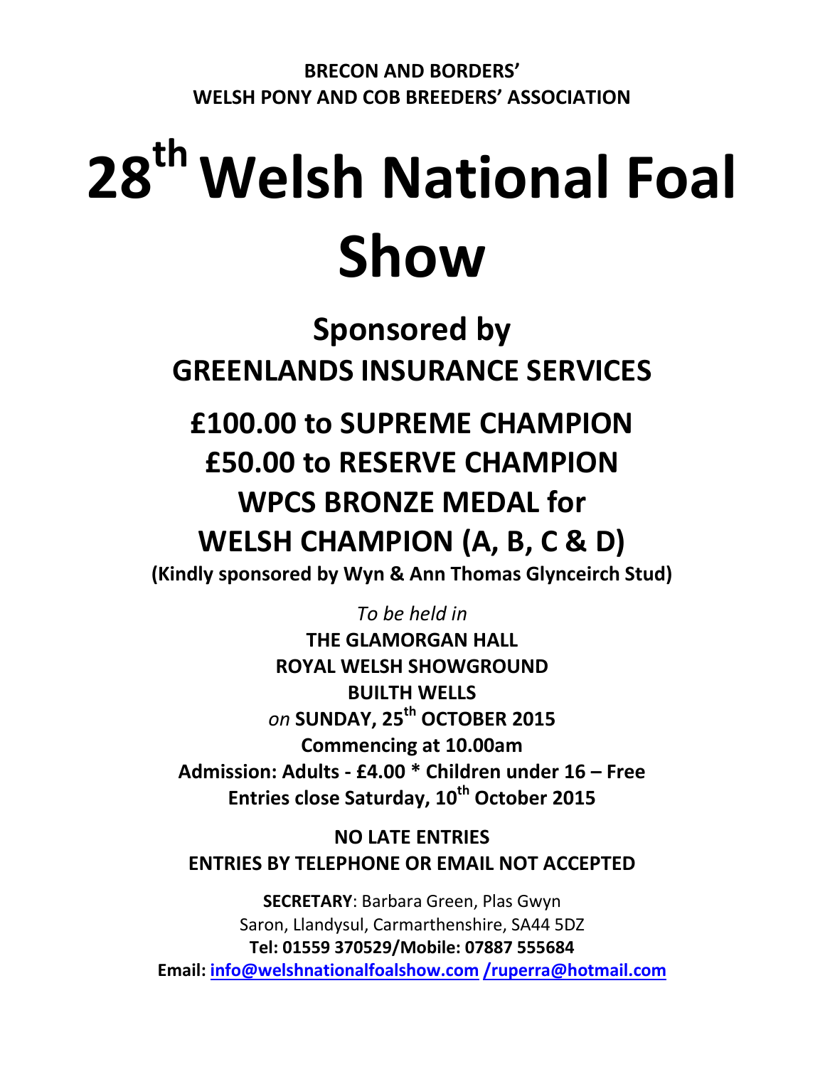**BRECON AND BORDERS'**
**WELSH PONY AND COB BREEDERS' ASSOCIATION**

# 28th Welsh National Foal Show

## Sponsored by
## GREENLANDS INSURANCE SERVICES

## £100.00 to SUPREME CHAMPION
## £50.00 to RESERVE CHAMPION
## WPCS BRONZE MEDAL for
## WELSH CHAMPION (A, B, C & D)

**(Kindly sponsored by Wyn & Ann Thomas Glynceirch Stud)**

*To be held in*
**THE GLAMORGAN HALL**
**ROYAL WELSH SHOWGROUND**
**BUILTH WELLS**
*on* **SUNDAY, 25th OCTOBER 2015**
**Commencing at 10.00am**
**Admission: Adults - £4.00 * Children under 16 – Free**
**Entries close Saturday, 10th October 2015**

**NO LATE ENTRIES**
**ENTRIES BY TELEPHONE OR EMAIL NOT ACCEPTED**

**SECRETARY**: Barbara Green, Plas Gwyn
Saron, Llandysul, Carmarthenshire, SA44 5DZ
**Tel: 01559 370529/Mobile: 07887 555684**
**Email: info@welshnationalfoalshow.com /ruperra@hotmail.com**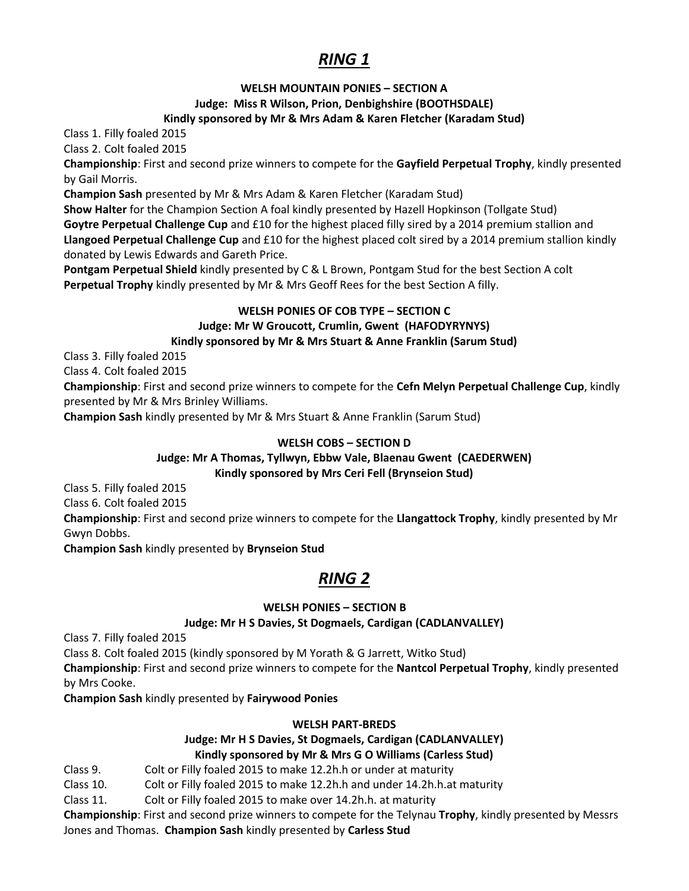# *RING 1*

**WELSH MOUNTAIN PONIES – SECTION A**
**Judge: Miss R Wilson, Prion, Denbighshire (BOOTHSDALE)**
**Kindly sponsored by Mr & Mrs Adam & Karen Fletcher (Karadam Stud)**

Class 1. Filly foaled 2015

Class 2. Colt foaled 2015

**Championship**: First and second prize winners to compete for the **Gayfield Perpetual Trophy**, kindly presented by Gail Morris.

**Champion Sash** presented by Mr & Mrs Adam & Karen Fletcher (Karadam Stud)

**Show Halter** for the Champion Section A foal kindly presented by Hazell Hopkinson (Tollgate Stud)

**Goytre Perpetual Challenge Cup** and £10 for the highest placed filly sired by a 2014 premium stallion and **Llangoed Perpetual Challenge Cup** and £10 for the highest placed colt sired by a 2014 premium stallion kindly donated by Lewis Edwards and Gareth Price.

**Pontgam Perpetual Shield** kindly presented by C & L Brown, Pontgam Stud for the best Section A colt

**Perpetual Trophy** kindly presented by Mr & Mrs Geoff Rees for the best Section A filly.

**WELSH PONIES OF COB TYPE – SECTION C**
**Judge: Mr W Groucott, Crumlin, Gwent (HAFODYRYNYS)**
**Kindly sponsored by Mr & Mrs Stuart & Anne Franklin (Sarum Stud)**

Class 3. Filly foaled 2015

Class 4. Colt foaled 2015

**Championship**: First and second prize winners to compete for the **Cefn Melyn Perpetual Challenge Cup**, kindly presented by Mr & Mrs Brinley Williams.

**Champion Sash** kindly presented by Mr & Mrs Stuart & Anne Franklin (Sarum Stud)

**WELSH COBS – SECTION D**
**Judge: Mr A Thomas, Tyllwyn, Ebbw Vale, Blaenau Gwent (CAEDERWEN)**
**Kindly sponsored by Mrs Ceri Fell (Brynseion Stud)**

Class 5. Filly foaled 2015

Class 6. Colt foaled 2015

**Championship**: First and second prize winners to compete for the **Llangattock Trophy**, kindly presented by Mr Gwyn Dobbs.

**Champion Sash** kindly presented by **Brynseion Stud**

# *RING 2*

**WELSH PONIES – SECTION B**
**Judge: Mr H S Davies, St Dogmaels, Cardigan (CADLANVALLEY)**

Class 7. Filly foaled 2015

Class 8. Colt foaled 2015 (kindly sponsored by M Yorath & G Jarrett, Witko Stud)

**Championship**: First and second prize winners to compete for the **Nantcol Perpetual Trophy**, kindly presented by Mrs Cooke.

**Champion Sash** kindly presented by **Fairywood Ponies**

**WELSH PART-BREDS**
**Judge: Mr H S Davies, St Dogmaels, Cardigan (CADLANVALLEY)**
**Kindly sponsored by Mr & Mrs G O Williams (Carless Stud)**

Class 9. Colt or Filly foaled 2015 to make 12.2h.h or under at maturity

Class 10. Colt or Filly foaled 2015 to make 12.2h.h and under 14.2h.h.at maturity

Class 11. Colt or Filly foaled 2015 to make over 14.2h.h. at maturity

**Championship**: First and second prize winners to compete for the Telynau **Trophy**, kindly presented by Messrs Jones and Thomas. **Champion Sash** kindly presented by **Carless Stud**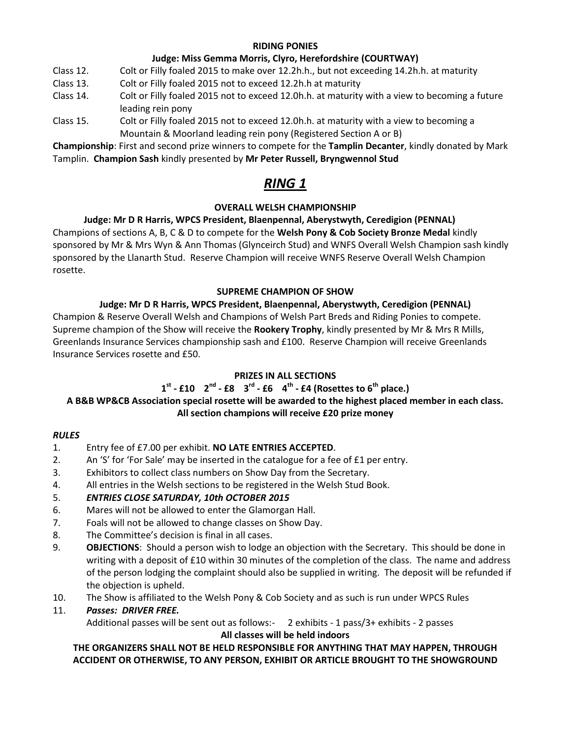**RIDING PONIES**

**Judge: Miss Gemma Morris, Clyro, Herefordshire (COURTWAY)**

Class 12. Colt or Filly foaled 2015 to make over 12.2h.h., but not exceeding 14.2h.h. at maturity

Class 13. Colt or Filly foaled 2015 not to exceed 12.2h.h at maturity

Class 14. Colt or Filly foaled 2015 not to exceed 12.0h.h. at maturity with a view to becoming a future leading rein pony

Class 15. Colt or Filly foaled 2015 not to exceed 12.0h.h. at maturity with a view to becoming a Mountain & Moorland leading rein pony (Registered Section A or B)

**Championship**: First and second prize winners to compete for the **Tamplin Decanter**, kindly donated by Mark Tamplin. **Champion Sash** kindly presented by **Mr Peter Russell, Bryngwennol Stud**

# *RING 1*

**OVERALL WELSH CHAMPIONSHIP**

**Judge: Mr D R Harris, WPCS President, Blaenpennal, Aberystwyth, Ceredigion (PENNAL)**

Champions of sections A, B, C & D to compete for the **Welsh Pony & Cob Society Bronze Medal** kindly sponsored by Mr & Mrs Wyn & Ann Thomas (Glynceirch Stud) and WNFS Overall Welsh Champion sash kindly sponsored by the Llanarth Stud. Reserve Champion will receive WNFS Reserve Overall Welsh Champion rosette.

**SUPREME CHAMPION OF SHOW**

**Judge: Mr D R Harris, WPCS President, Blaenpennal, Aberystwyth, Ceredigion (PENNAL)**

Champion & Reserve Overall Welsh and Champions of Welsh Part Breds and Riding Ponies to compete. Supreme champion of the Show will receive the **Rookery Trophy**, kindly presented by Mr & Mrs R Mills, Greenlands Insurance Services championship sash and £100. Reserve Champion will receive Greenlands Insurance Services rosette and £50.

**PRIZES IN ALL SECTIONS**

**1st - £10 2nd - £8 3rd - £6 4th - £4 (Rosettes to 6th place.)**

**A B&B WP&CB Association special rosette will be awarded to the highest placed member in each class.**

**All section champions will receive £20 prize money**

***RULES***

1. Entry fee of £7.00 per exhibit. **NO LATE ENTRIES ACCEPTED**.
2. An 'S' for 'For Sale' may be inserted in the catalogue for a fee of £1 per entry.
3. Exhibitors to collect class numbers on Show Day from the Secretary.
4. All entries in the Welsh sections to be registered in the Welsh Stud Book.
5. ***ENTRIES CLOSE SATURDAY, 10th OCTOBER 2015***
6. Mares will not be allowed to enter the Glamorgan Hall.
7. Foals will not be allowed to change classes on Show Day.
8. The Committee's decision is final in all cases.
9. **OBJECTIONS**: Should a person wish to lodge an objection with the Secretary. This should be done in writing with a deposit of £10 within 30 minutes of the completion of the class. The name and address of the person lodging the complaint should also be supplied in writing. The deposit will be refunded if the objection is upheld.
10. The Show is affiliated to the Welsh Pony & Cob Society and as such is run under WPCS Rules
11. ***Passes: DRIVER FREE.***
    Additional passes will be sent out as follows:- 2 exhibits - 1 pass/3+ exhibits - 2 passes

**All classes will be held indoors**

**THE ORGANIZERS SHALL NOT BE HELD RESPONSIBLE FOR ANYTHING THAT MAY HAPPEN, THROUGH ACCIDENT OR OTHERWISE, TO ANY PERSON, EXHIBIT OR ARTICLE BROUGHT TO THE SHOWGROUND**